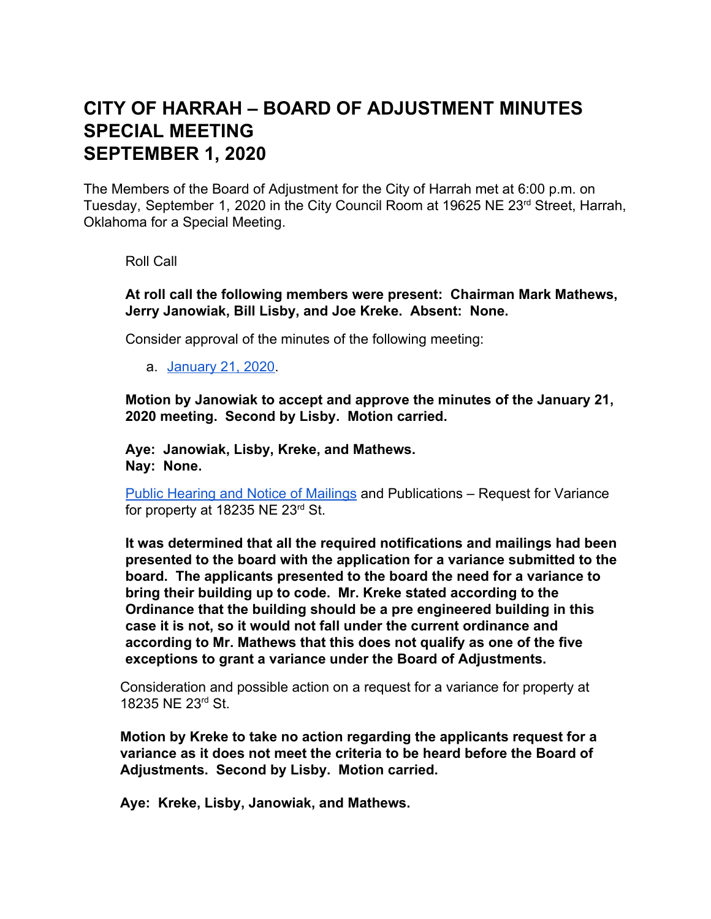# CITY OF HARRAH – BOARD OF ADJUSTMENT MINUTES SPECIAL MEETING SEPTEMBER 1, 2020

The Members of the Board of Adjustment for the City of Harrah met at 6:00 p.m. on Tuesday, September 1, 2020 in the City Council Room at 19625 NE 23rd Street, Harrah, Oklahoma for a Special Meeting.

Roll Call

**At roll call the following members were present: Chairman Mark Mathews, Jerry Janowiak, Bill Lisby, and Joe Kreke. Absent: None.**

Consider approval of the minutes of the following meeting:

a. January 21, 2020.

**Motion by Janowiak to accept and approve the minutes of the January 21, 2020 meeting. Second by Lisby. Motion carried.**

**Aye: Janowiak, Lisby, Kreke, and Mathews.**
**Nay: None.**

Public Hearing and Notice of Mailings and Publications – Request for Variance for property at 18235 NE 23rd St.

**It was determined that all the required notifications and mailings had been presented to the board with the application for a variance submitted to the board. The applicants presented to the board the need for a variance to bring their building up to code. Mr. Kreke stated according to the Ordinance that the building should be a pre engineered building in this case it is not, so it would not fall under the current ordinance and according to Mr. Mathews that this does not qualify as one of the five exceptions to grant a variance under the Board of Adjustments.**

Consideration and possible action on a request for a variance for property at 18235 NE 23rd St.

**Motion by Kreke to take no action regarding the applicants request for a variance as it does not meet the criteria to be heard before the Board of Adjustments. Second by Lisby. Motion carried.**

**Aye: Kreke, Lisby, Janowiak, and Mathews.**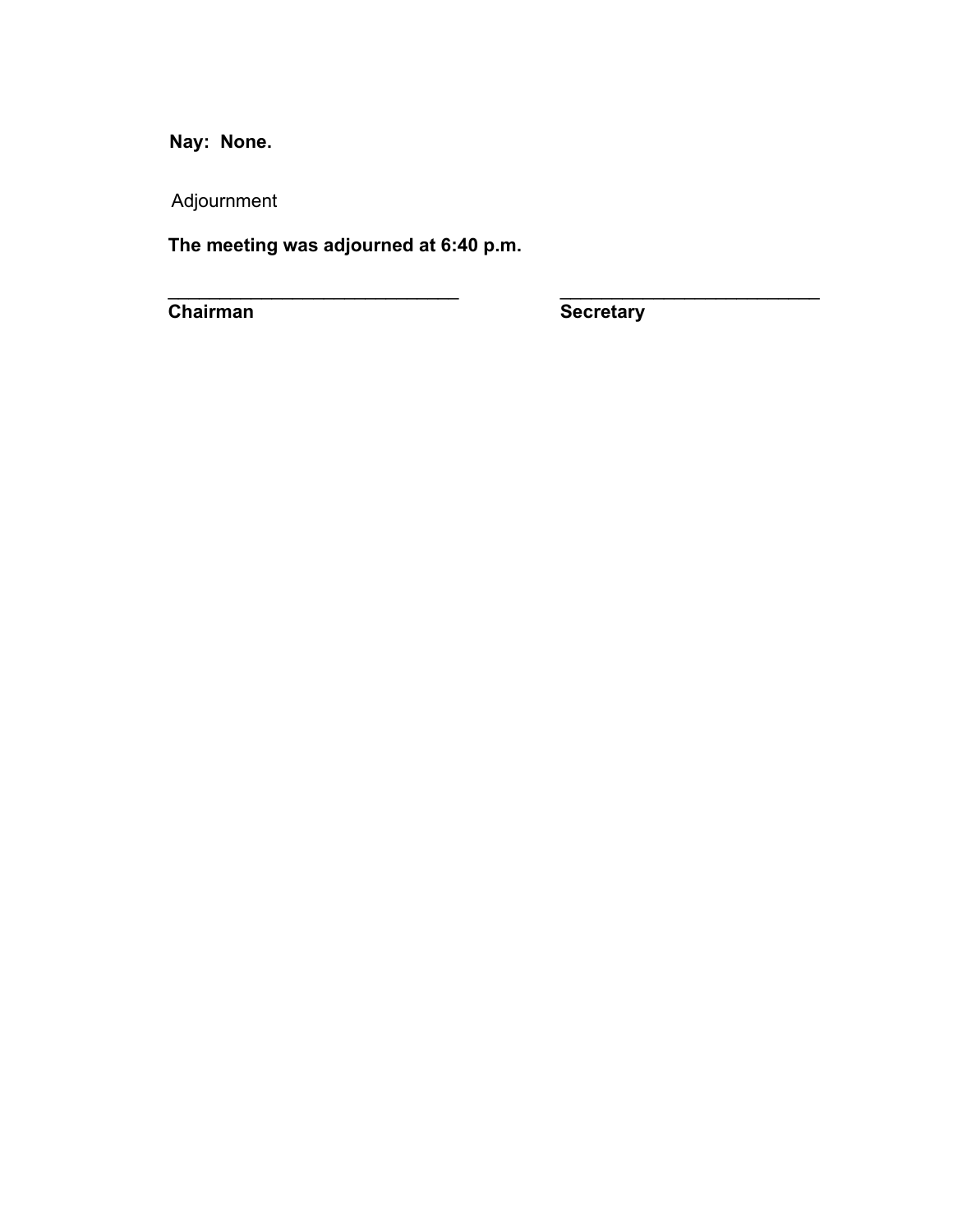**Nay: None.**

Adjournment

**The meeting was adjourned at 6:40 p.m.**

| | |
|---|---|
| ______________________________ | ___________________________ |
| **Chairman** | **Secretary** |